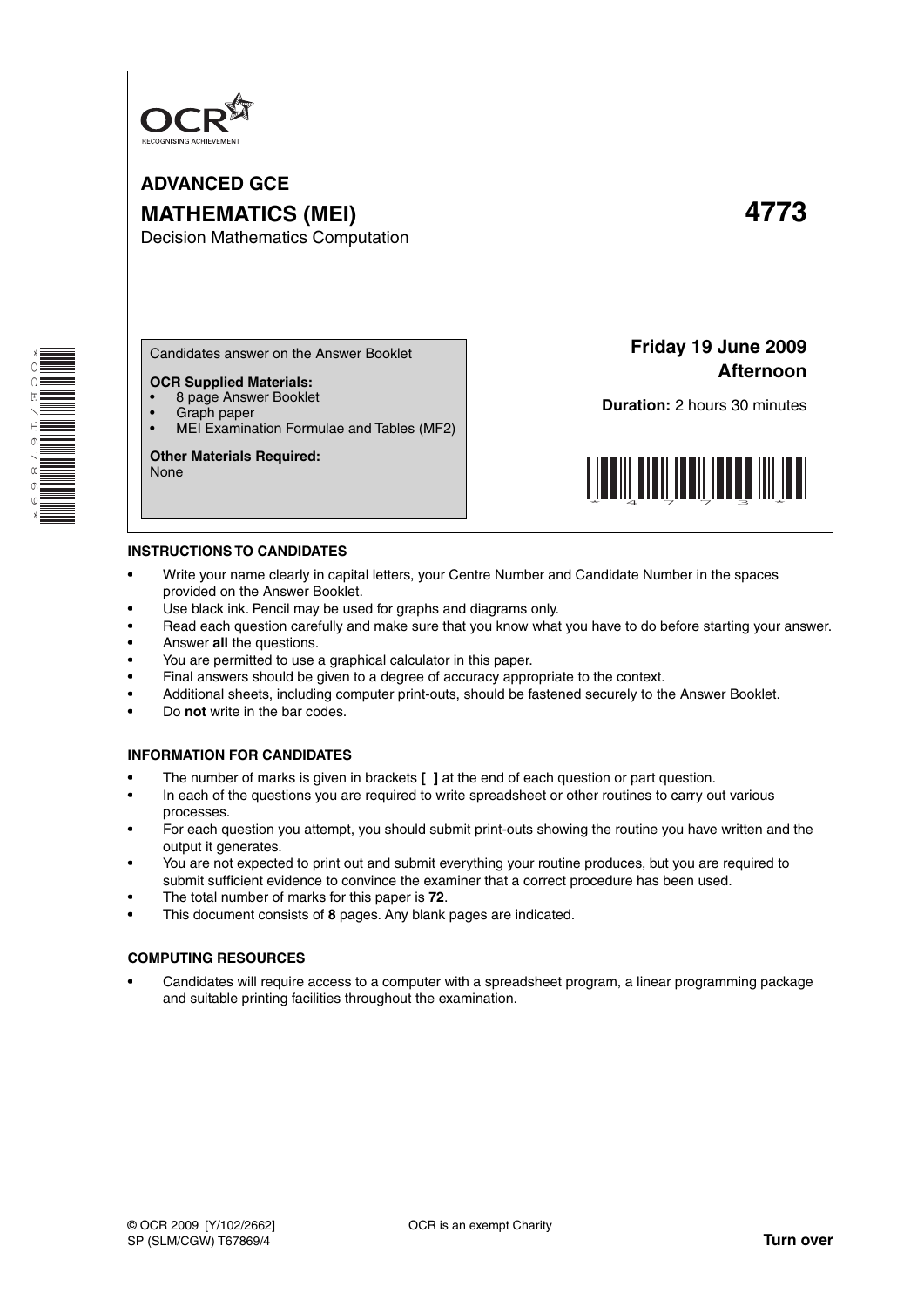OCR
RECOGNISING ACHIEVEMENT

# ADVANCED GCE

# MATHEMATICS (MEI) 4773

Decision Mathematics Computation

Candidates answer on the Answer Booklet

**OCR Supplied Materials:**

- 8 page Answer Booklet
- Graph paper
- MEI Examination Formulae and Tables (MF2)

**Other Materials Required:**
None

**Friday 19 June 2009**
**Afternoon**

**Duration:** 2 hours 30 minutes

### INSTRUCTIONS TO CANDIDATES

- Write your name clearly in capital letters, your Centre Number and Candidate Number in the spaces provided on the Answer Booklet.
- Use black ink. Pencil may be used for graphs and diagrams only.
- Read each question carefully and make sure that you know what you have to do before starting your answer.
- Answer **all** the questions.
- You are permitted to use a graphical calculator in this paper.
- Final answers should be given to a degree of accuracy appropriate to the context.
- Additional sheets, including computer print-outs, should be fastened securely to the Answer Booklet.
- Do **not** write in the bar codes.

### INFORMATION FOR CANDIDATES

- The number of marks is given in brackets **[ ]** at the end of each question or part question.
- In each of the questions you are required to write spreadsheet or other routines to carry out various processes.
- For each question you attempt, you should submit print-outs showing the routine you have written and the output it generates.
- You are not expected to print out and submit everything your routine produces, but you are required to submit sufficient evidence to convince the examiner that a correct procedure has been used.
- The total number of marks for this paper is **72**.
- This document consists of **8** pages. Any blank pages are indicated.

### COMPUTING RESOURCES

- Candidates will require access to a computer with a spreadsheet program, a linear programming package and suitable printing facilities throughout the examination.

© OCR 2009 [Y/102/2662]
SP (SLM/CGW) T67869/4

OCR is an exempt Charity

**Turn over**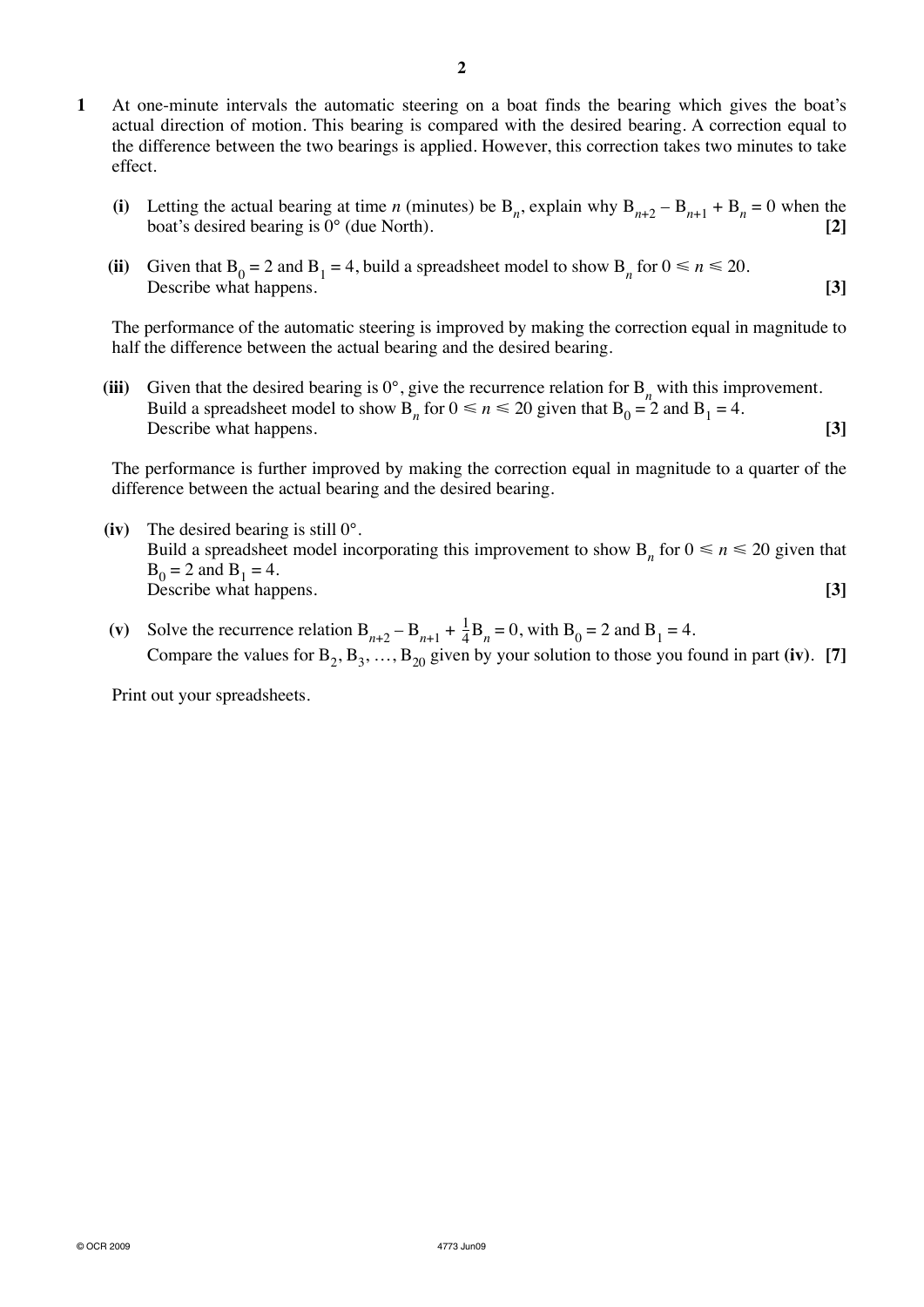**1** At one-minute intervals the automatic steering on a boat finds the bearing which gives the boat's actual direction of motion. This bearing is compared with the desired bearing. A correction equal to the difference between the two bearings is applied. However, this correction takes two minutes to take effect.

**(i)** Letting the actual bearing at time $n$ (minutes) be $B_n$, explain why $B_{n+2} - B_{n+1} + B_n = 0$ when the boat's desired bearing is 0° (due North). **[2]**

**(ii)** Given that $B_0 = 2$ and $B_1 = 4$, build a spreadsheet model to show $B_n$ for $0 \leqslant n \leqslant 20$.
Describe what happens. **[3]**

The performance of the automatic steering is improved by making the correction equal in magnitude to half the difference between the actual bearing and the desired bearing.

**(iii)** Given that the desired bearing is 0°, give the recurrence relation for $B_n$ with this improvement.
Build a spreadsheet model to show $B_n$ for $0 \leqslant n \leqslant 20$ given that $B_0 = 2$ and $B_1 = 4$.
Describe what happens. **[3]**

The performance is further improved by making the correction equal in magnitude to a quarter of the difference between the actual bearing and the desired bearing.

**(iv)** The desired bearing is still 0°.
Build a spreadsheet model incorporating this improvement to show $B_n$ for $0 \leqslant n \leqslant 20$ given that $B_0 = 2$ and $B_1 = 4$.
Describe what happens. **[3]**

**(v)** Solve the recurrence relation $B_{n+2} - B_{n+1} + \frac{1}{4}B_n = 0$, with $B_0 = 2$ and $B_1 = 4$.
Compare the values for $B_2, B_3, \ldots, B_{20}$ given by your solution to those you found in part **(iv)**. **[7]**

Print out your spreadsheets.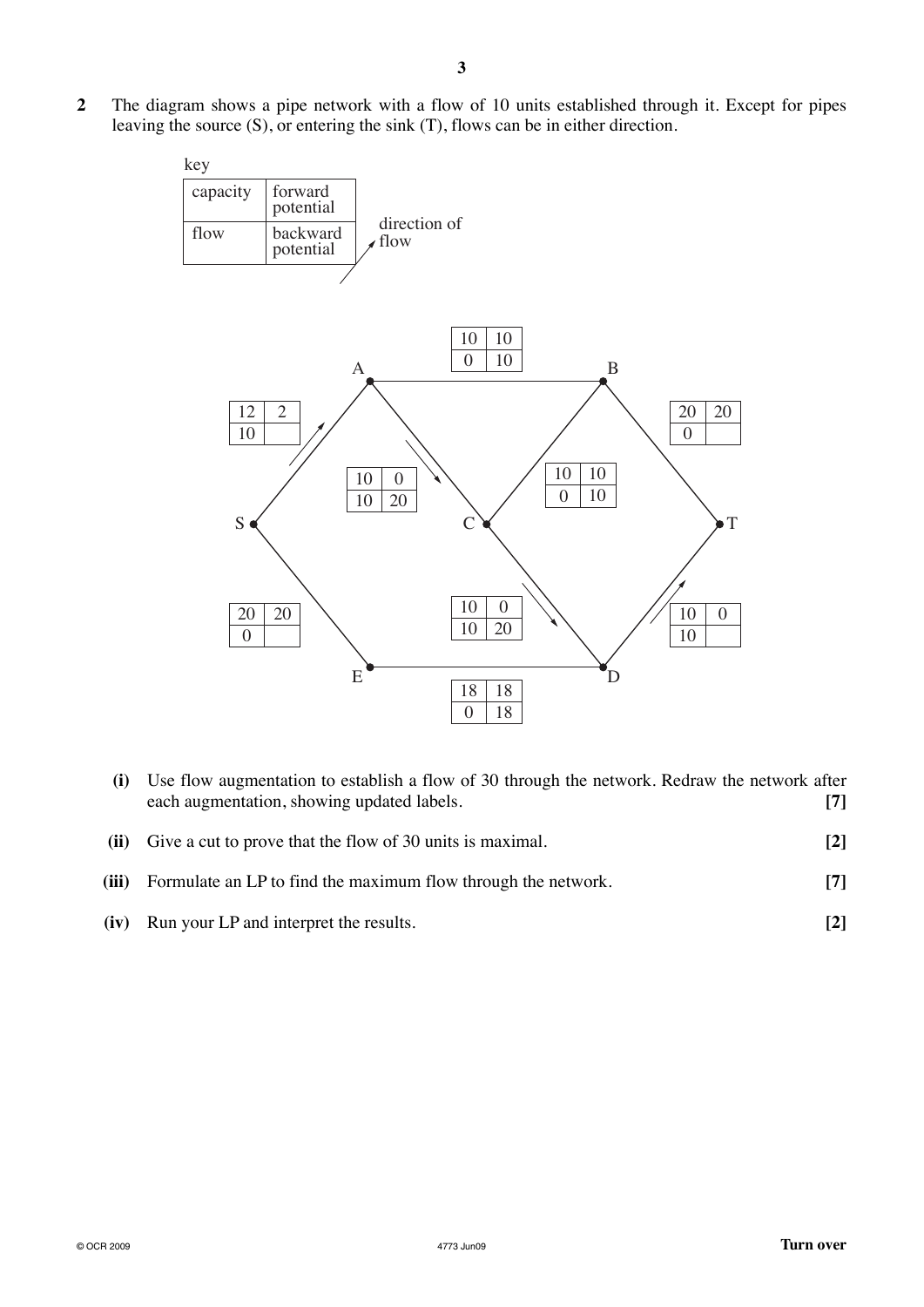**2** The diagram shows a pipe network with a flow of 10 units established through it. Except for pipes leaving the source (S), or entering the sink (T), flows can be in either direction.

key

| capacity | forward potential |
|---|---|
| flow | backward potential |

(arrow: direction of flow)

| Arc | Capacity | Forward potential | Flow | Backward potential | Direction of flow |
|---|---|---|---|---|---|
| SA | 12 | 2 | 10 | | S → A |
| SE | 20 | 20 | 0 | | |
| AB | 10 | 10 | 0 | 10 | |
| AC | 10 | 0 | 10 | 20 | A → C |
| BC | 10 | 10 | 0 | 10 | |
| BT | 20 | 20 | 0 | | |
| CD | 10 | 0 | 10 | 20 | C → D |
| DT | 10 | 0 | 10 | | D → T |
| ED | 18 | 18 | 0 | 18 | |

**(i)** Use flow augmentation to establish a flow of 30 through the network. Redraw the network after each augmentation, showing updated labels. **[7]**

**(ii)** Give a cut to prove that the flow of 30 units is maximal. **[2]**

**(iii)** Formulate an LP to find the maximum flow through the network. **[7]**

**(iv)** Run your LP and interpret the results. **[2]**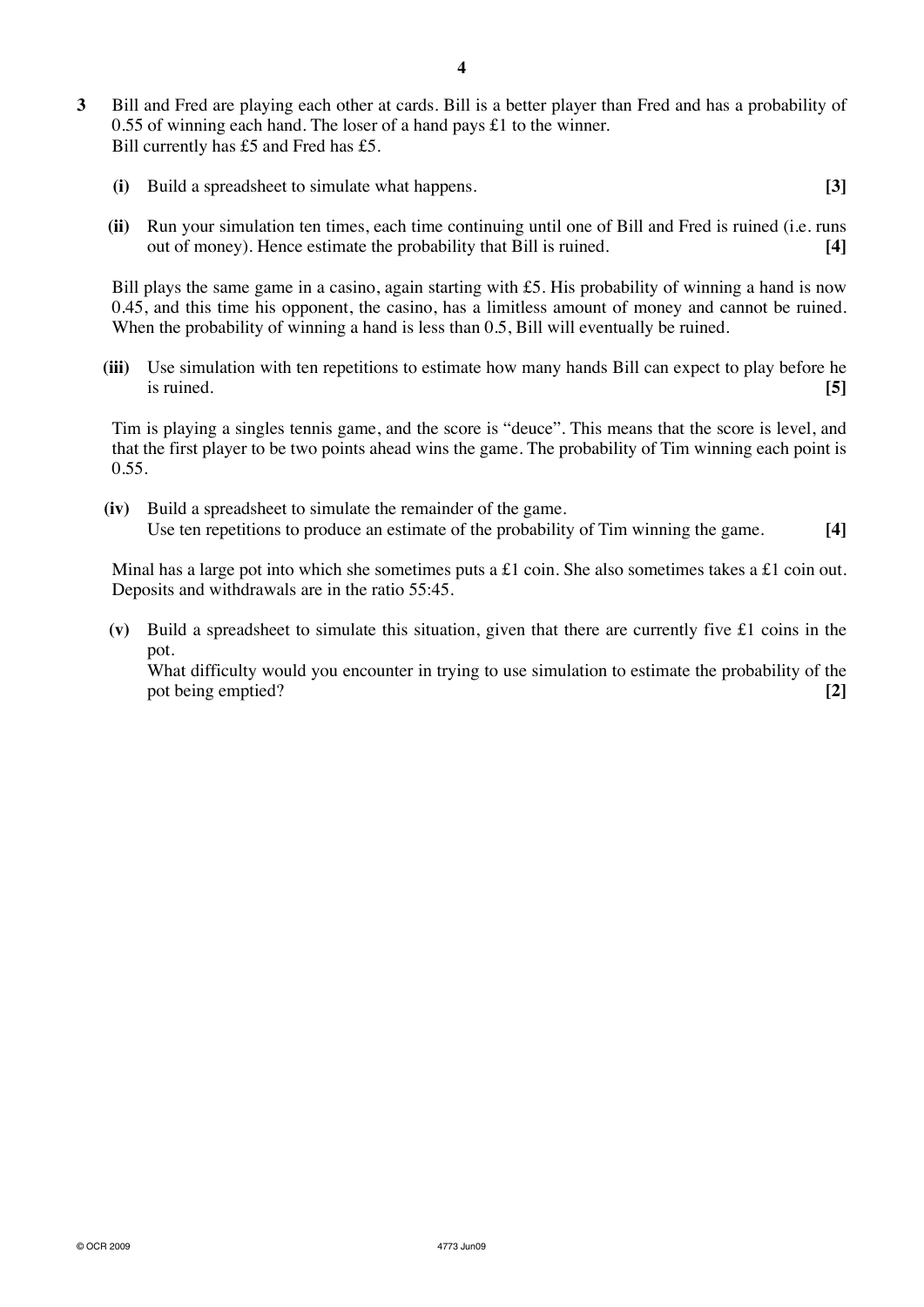**3** Bill and Fred are playing each other at cards. Bill is a better player than Fred and has a probability of 0.55 of winning each hand. The loser of a hand pays £1 to the winner.
Bill currently has £5 and Fred has £5.

**(i)** Build a spreadsheet to simulate what happens. **[3]**

**(ii)** Run your simulation ten times, each time continuing until one of Bill and Fred is ruined (i.e. runs out of money). Hence estimate the probability that Bill is ruined. **[4]**

Bill plays the same game in a casino, again starting with £5. His probability of winning a hand is now 0.45, and this time his opponent, the casino, has a limitless amount of money and cannot be ruined. When the probability of winning a hand is less than 0.5, Bill will eventually be ruined.

**(iii)** Use simulation with ten repetitions to estimate how many hands Bill can expect to play before he is ruined. **[5]**

Tim is playing a singles tennis game, and the score is "deuce". This means that the score is level, and that the first player to be two points ahead wins the game. The probability of Tim winning each point is 0.55.

**(iv)** Build a spreadsheet to simulate the remainder of the game.
Use ten repetitions to produce an estimate of the probability of Tim winning the game. **[4]**

Minal has a large pot into which she sometimes puts a £1 coin. She also sometimes takes a £1 coin out. Deposits and withdrawals are in the ratio 55:45.

**(v)** Build a spreadsheet to simulate this situation, given that there are currently five £1 coins in the pot.
What difficulty would you encounter in trying to use simulation to estimate the probability of the pot being emptied? **[2]**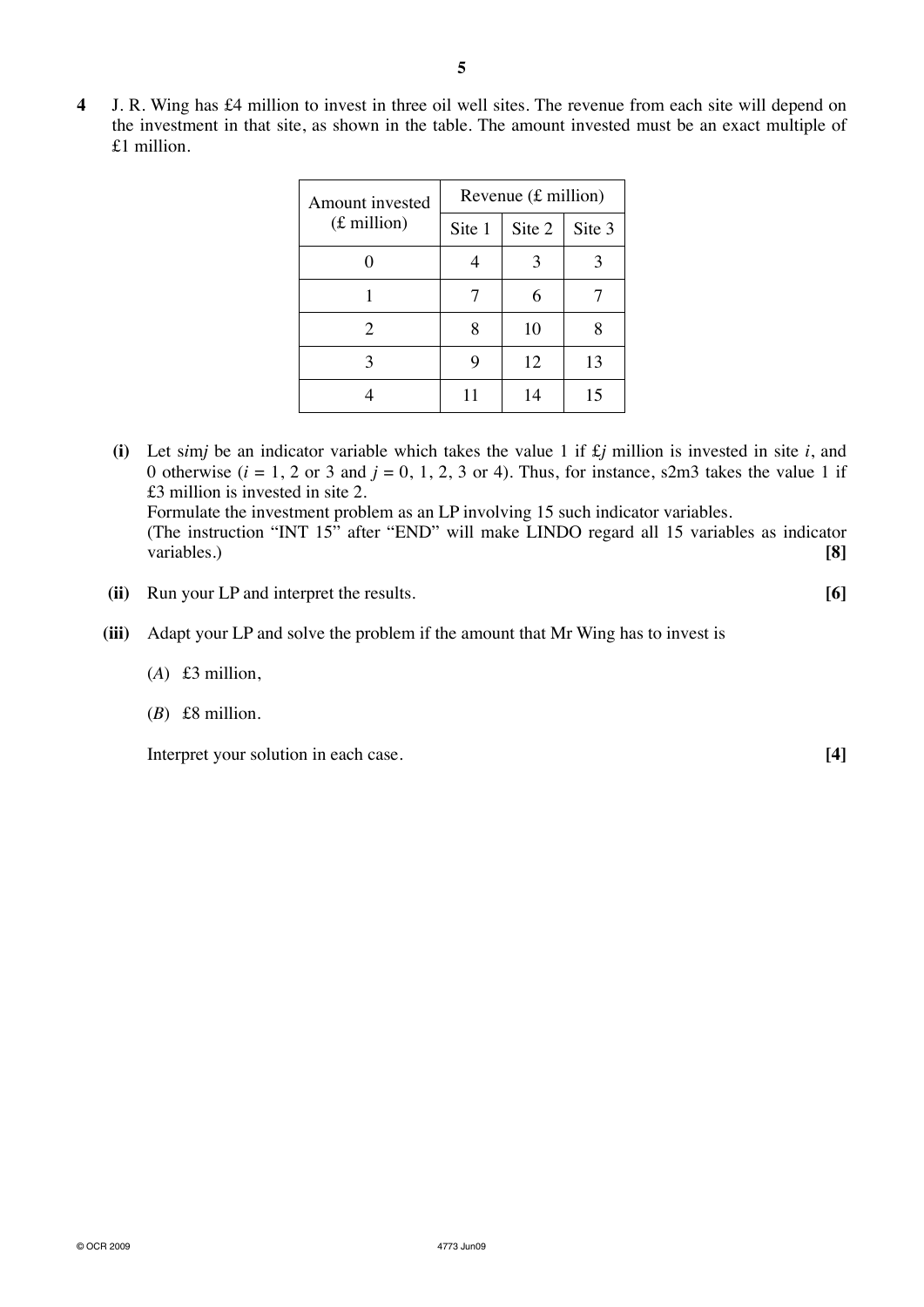**4** J. R. Wing has £4 million to invest in three oil well sites. The revenue from each site will depend on the investment in that site, as shown in the table. The amount invested must be an exact multiple of £1 million.

| Amount invested (£ million) | Revenue (£ million) | | |
|---|---|---|---|
| | Site 1 | Site 2 | Site 3 |
| 0 | 4 | 3 | 3 |
| 1 | 7 | 6 | 7 |
| 2 | 8 | 10 | 8 |
| 3 | 9 | 12 | 13 |
| 4 | 11 | 14 | 15 |

**(i)** Let s*i*m*j* be an indicator variable which takes the value 1 if £*j* million is invested in site *i*, and 0 otherwise ($i = 1$, 2 or 3 and $j = 0$, 1, 2, 3 or 4). Thus, for instance, s2m3 takes the value 1 if £3 million is invested in site 2.
Formulate the investment problem as an LP involving 15 such indicator variables.
(The instruction "INT 15" after "END" will make LINDO regard all 15 variables as indicator variables.) **[8]**

**(ii)** Run your LP and interpret the results. **[6]**

**(iii)** Adapt your LP and solve the problem if the amount that Mr Wing has to invest is

(*A*) £3 million,

(*B*) £8 million.

Interpret your solution in each case. **[4]**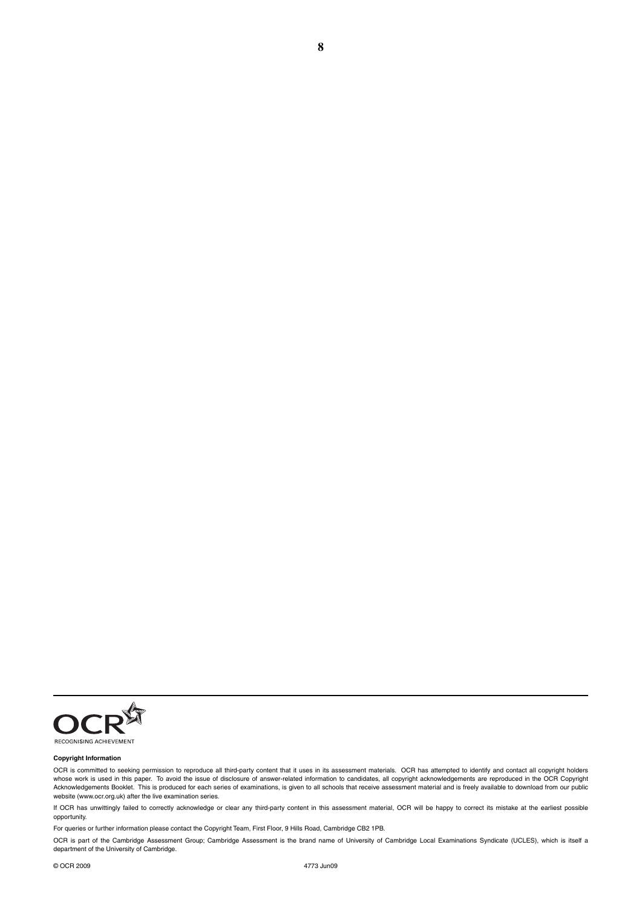OCR
RECOGNISING ACHIEVEMENT

**Copyright Information**

OCR is committed to seeking permission to reproduce all third-party content that it uses in its assessment materials. OCR has attempted to identify and contact all copyright holders whose work is used in this paper. To avoid the issue of disclosure of answer-related information to candidates, all copyright acknowledgements are reproduced in the OCR Copyright Acknowledgements Booklet. This is produced for each series of examinations, is given to all schools that receive assessment material and is freely available to download from our public website (www.ocr.org.uk) after the live examination series.

If OCR has unwittingly failed to correctly acknowledge or clear any third-party content in this assessment material, OCR will be happy to correct its mistake at the earliest possible opportunity.

For queries or further information please contact the Copyright Team, First Floor, 9 Hills Road, Cambridge CB2 1PB.

OCR is part of the Cambridge Assessment Group; Cambridge Assessment is the brand name of University of Cambridge Local Examinations Syndicate (UCLES), which is itself a department of the University of Cambridge.

© OCR 2009 4773 Jun09